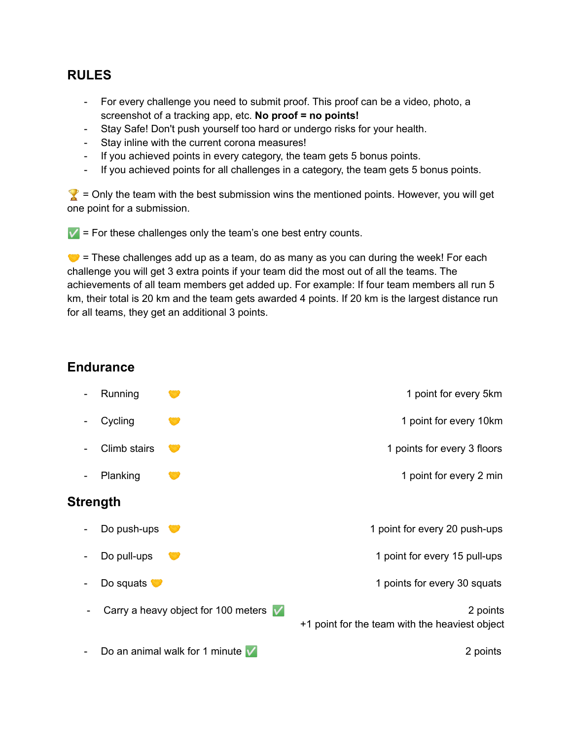## RULES

- For every challenge you need to submit proof. This proof can be a video, photo, a screenshot of a tracking app, etc. **No proof = no points!**
- Stay Safe! Don't push yourself too hard or undergo risks for your health.
- Stay inline with the current corona measures!
- If you achieved points in every category, the team gets 5 bonus points.
- If you achieved points for all challenges in a category, the team gets 5 bonus points.

🏆 = Only the team with the best submission wins the mentioned points. However, you will get one point for a submission.

✅ = For these challenges only the team's one best entry counts.

🤝 = These challenges add up as a team, do as many as you can during the week! For each challenge you will get 3 extra points if your team did the most out of all the teams. The achievements of all team members get added up. For example: If four team members all run 5 km, their total is 20 km and the team gets awarded 4 points. If 20 km is the largest distance run for all teams, they get an additional 3 points.

## Endurance

- Running 🤝 — 1 point for every 5km
- Cycling 🤝 — 1 point for every 10km
- Climb stairs 🤝 — 1 points for every 3 floors
- Planking 🤝 — 1 point for every 2 min

## Strength

- Do push-ups 🤝 — 1 point for every 20 push-ups
- Do pull-ups 🤝 — 1 point for every 15 pull-ups
- Do squats 🤝 — 1 points for every 30 squats
- Carry a heavy object for 100 meters ✅ — 2 points
  +1 point for the team with the heaviest object
- Do an animal walk for 1 minute ✅ — 2 points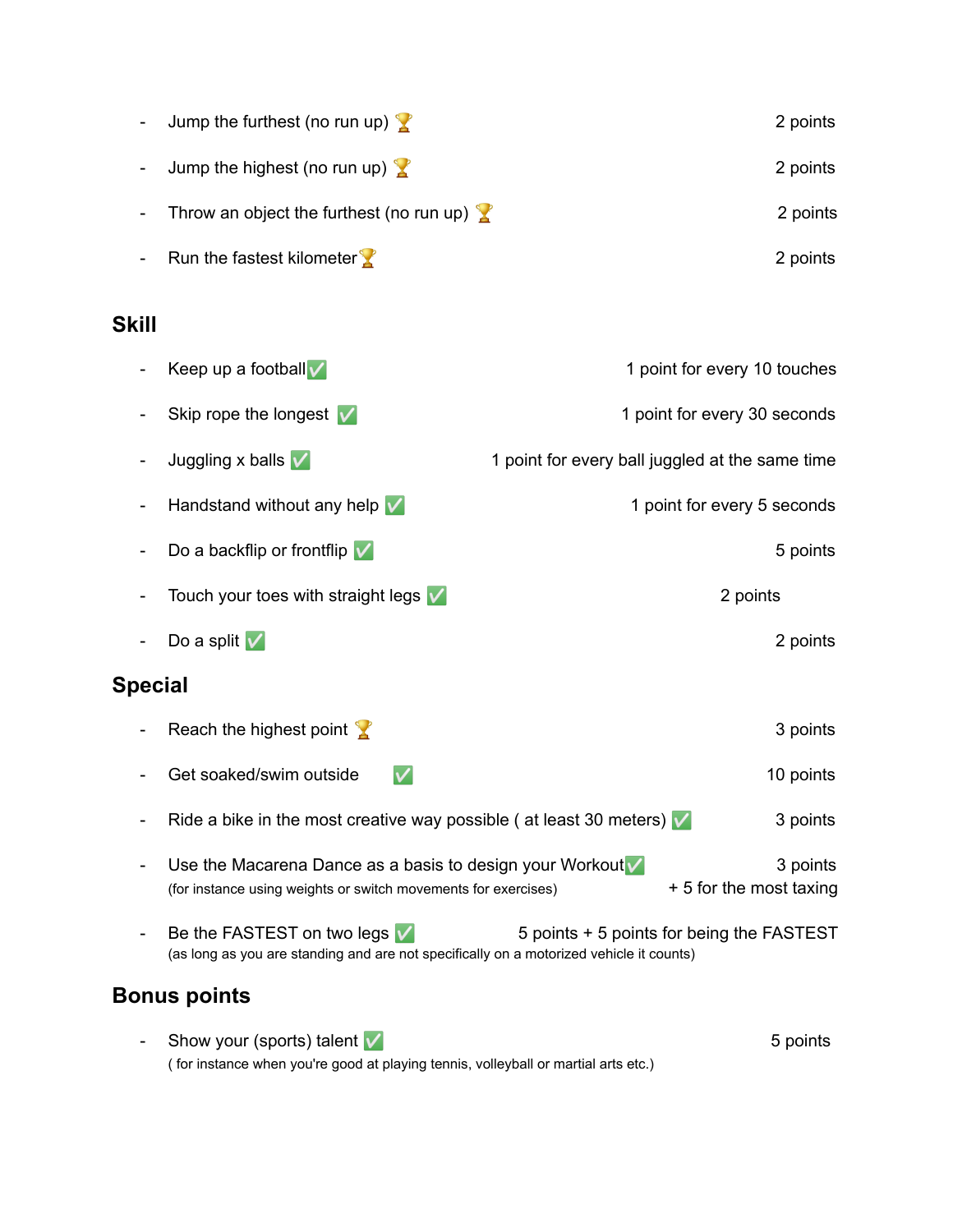- Jump the furthest (no run up) 🏆 — 2 points
- Jump the highest (no run up) 🏆 — 2 points
- Throw an object the furthest (no run up) 🏆 — 2 points
- Run the fastest kilometer🏆 — 2 points

## Skill

- Keep up a football✅ — 1 point for every 10 touches
- Skip rope the longest ✅ — 1 point for every 30 seconds
- Juggling x balls ✅ — 1 point for every ball juggled at the same time
- Handstand without any help ✅ — 1 point for every 5 seconds
- Do a backflip or frontflip ✅ — 5 points
- Touch your toes with straight legs ✅ — 2 points
- Do a split ✅ — 2 points

## Special

- Reach the highest point 🏆 — 3 points
- Get soaked/swim outside ✅ — 10 points
- Ride a bike in the most creative way possible ( at least 30 meters) ✅ — 3 points
- Use the Macarena Dance as a basis to design your Workout✅ — 3 points + 5 for the most taxing
  (for instance using weights or switch movements for exercises)
- Be the FASTEST on two legs ✅ — 5 points + 5 points for being the FASTEST
  (as long as you are standing and are not specifically on a motorized vehicle it counts)

## Bonus points

- Show your (sports) talent ✅ — 5 points
  ( for instance when you're good at playing tennis, volleyball or martial arts etc.)